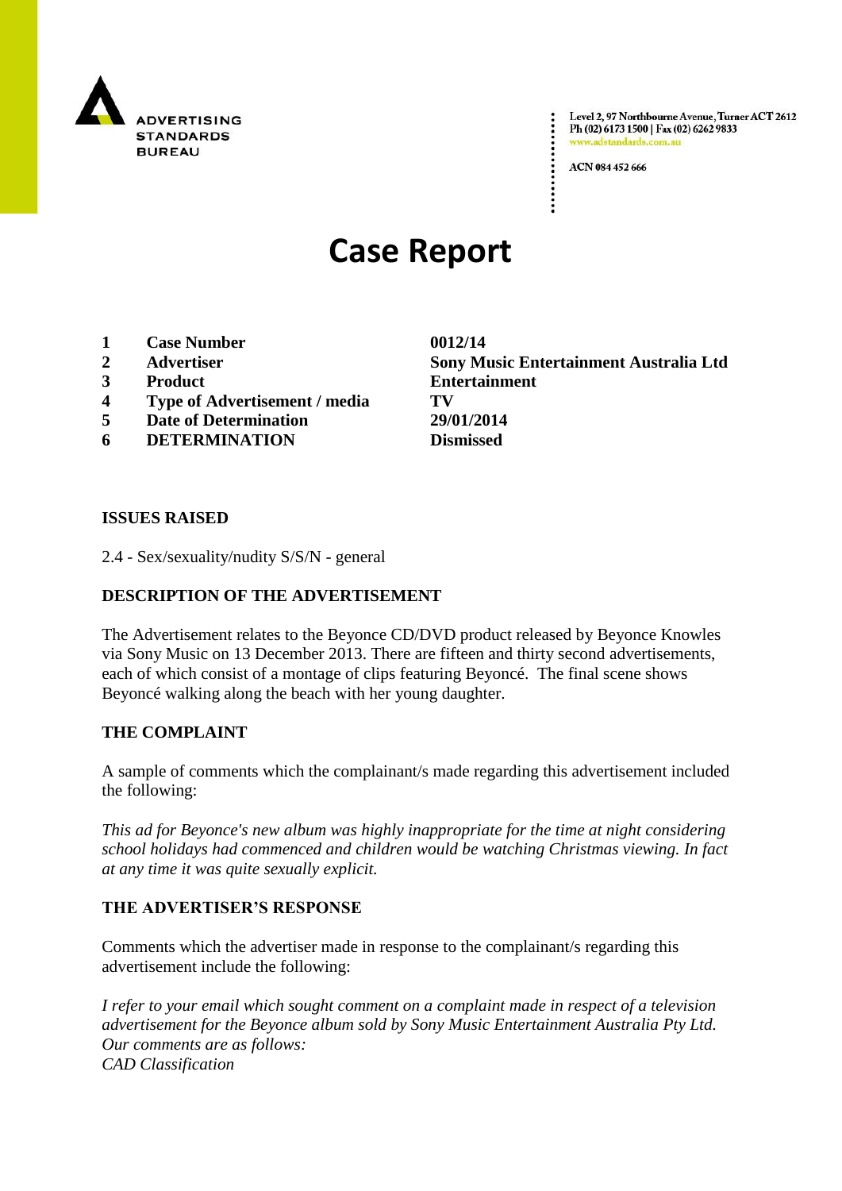ADVERTISING STANDARDS BUREAU

Level 2, 97 Northbourne Avenue, Turner ACT 2612
Ph (02) 6173 1500 | Fax (02) 6262 9833
www.adstandards.com.au

ACN 084 452 666

# Case Report

| | | |
|---|---|---|
| 1 | **Case Number** | **0012/14** |
| 2 | **Advertiser** | **Sony Music Entertainment Australia Ltd** |
| 3 | **Product** | **Entertainment** |
| 4 | **Type of Advertisement / media** | **TV** |
| 5 | **Date of Determination** | **29/01/2014** |
| 6 | **DETERMINATION** | **Dismissed** |

## ISSUES RAISED

2.4 - Sex/sexuality/nudity S/S/N - general

## DESCRIPTION OF THE ADVERTISEMENT

The Advertisement relates to the Beyonce CD/DVD product released by Beyonce Knowles via Sony Music on 13 December 2013. There are fifteen and thirty second advertisements, each of which consist of a montage of clips featuring Beyoncé. The final scene shows Beyoncé walking along the beach with her young daughter.

## THE COMPLAINT

A sample of comments which the complainant/s made regarding this advertisement included the following:

*This ad for Beyonce's new album was highly inappropriate for the time at night considering school holidays had commenced and children would be watching Christmas viewing. In fact at any time it was quite sexually explicit.*

## THE ADVERTISER'S RESPONSE

Comments which the advertiser made in response to the complainant/s regarding this advertisement include the following:

*I refer to your email which sought comment on a complaint made in respect of a television advertisement for the Beyonce album sold by Sony Entertainment Australia Pty Ltd. Our comments are as follows:*
*CAD Classification*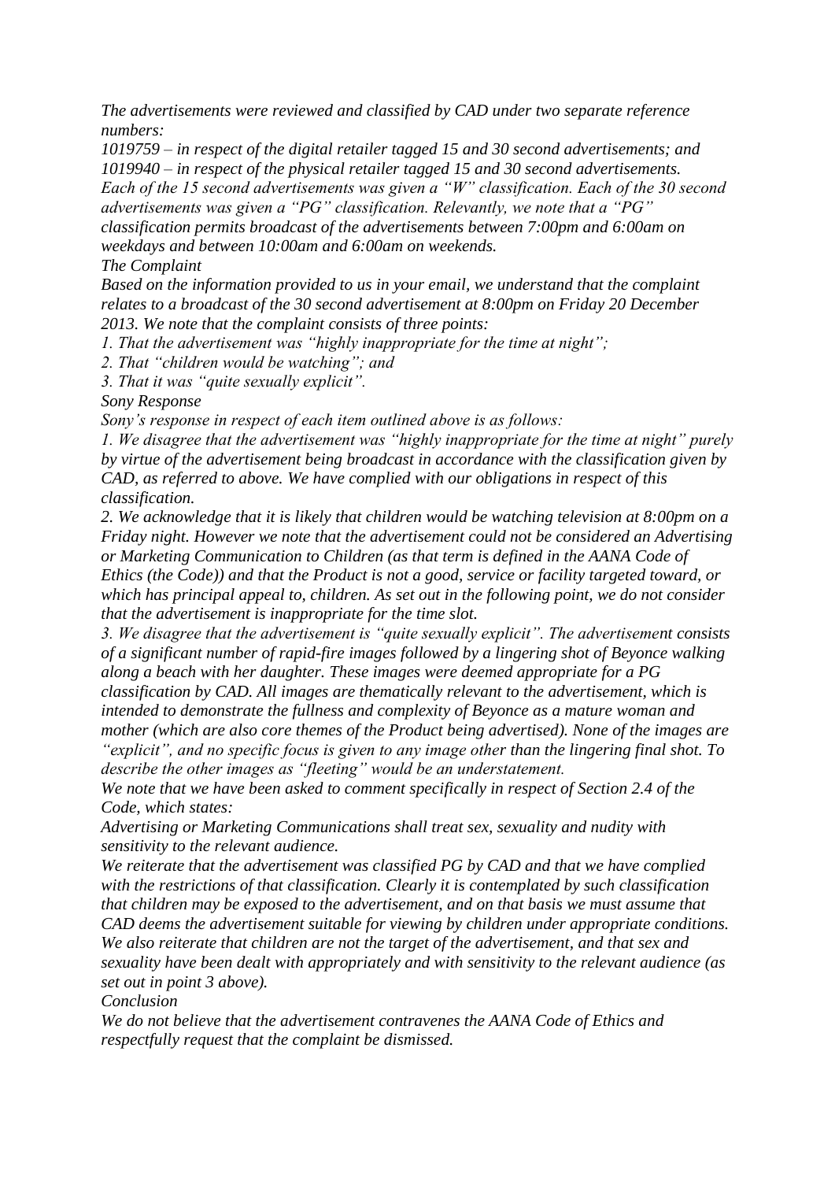*The advertisements were reviewed and classified by CAD under two separate reference numbers:*

*1019759 – in respect of the digital retailer tagged 15 and 30 second advertisements; and*

*1019940 – in respect of the physical retailer tagged 15 and 30 second advertisements.*

*Each of the 15 second advertisements was given a "W" classification. Each of the 30 second advertisements was given a "PG" classification. Relevantly, we note that a "PG" classification permits broadcast of the advertisements between 7:00pm and 6:00am on weekdays and between 10:00am and 6:00am on weekends.*

*The Complaint*

*Based on the information provided to us in your email, we understand that the complaint relates to a broadcast of the 30 second advertisement at 8:00pm on Friday 20 December 2013. We note that the complaint consists of three points:*

*1. That the advertisement was "highly inappropriate for the time at night";*

*2. That "children would be watching"; and*

*3. That it was "quite sexually explicit".*

*Sony Response*

*Sony's response in respect of each item outlined above is as follows:*

*1. We disagree that the advertisement was "highly inappropriate for the time at night" purely by virtue of the advertisement being broadcast in accordance with the classification given by CAD, as referred to above. We have complied with our obligations in respect of this classification.*

*2. We acknowledge that it is likely that children would be watching television at 8:00pm on a Friday night. However we note that the advertisement could not be considered an Advertising or Marketing Communication to Children (as that term is defined in the AANA Code of Ethics (the Code)) and that the Product is not a good, service or facility targeted toward, or which has principal appeal to, children. As set out in the following point, we do not consider that the advertisement is inappropriate for the time slot.*

*3. We disagree that the advertisement is "quite sexually explicit". The advertisement consists of a significant number of rapid-fire images followed by a lingering shot of Beyonce walking along a beach with her daughter. These images were deemed appropriate for a PG classification by CAD. All images are thematically relevant to the advertisement, which is intended to demonstrate the fullness and complexity of Beyonce as a mature woman and mother (which are also core themes of the Product being advertised). None of the images are "explicit", and no specific focus is given to any image other than the lingering final shot. To describe the other images as "fleeting" would be an understatement.*

*We note that we have been asked to comment specifically in respect of Section 2.4 of the Code, which states:*

*Advertising or Marketing Communications shall treat sex, sexuality and nudity with sensitivity to the relevant audience.*

*We reiterate that the advertisement was classified PG by CAD and that we have complied with the restrictions of that classification. Clearly it is contemplated by such classification that children may be exposed to the advertisement, and on that basis we must assume that CAD deems the advertisement suitable for viewing by children under appropriate conditions. We also reiterate that children are not the target of the advertisement, and that sex and sexuality have been dealt with appropriately and with sensitivity to the relevant audience (as set out in point 3 above).*

*Conclusion*

*We do not believe that the advertisement contravenes the AANA Code of Ethics and respectfully request that the complaint be dismissed.*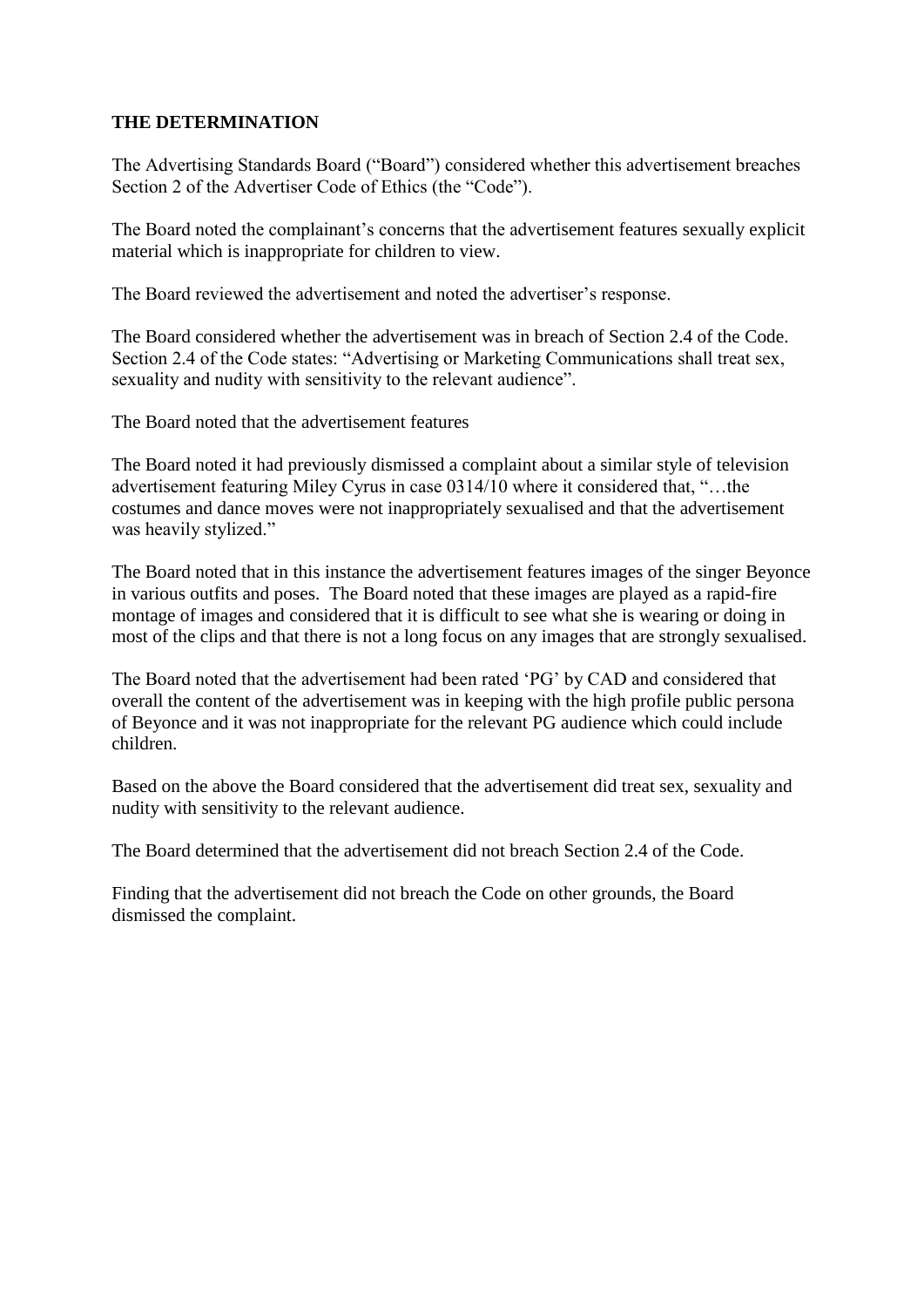**THE DETERMINATION**

The Advertising Standards Board ("Board") considered whether this advertisement breaches Section 2 of the Advertiser Code of Ethics (the "Code").

The Board noted the complainant's concerns that the advertisement features sexually explicit material which is inappropriate for children to view.

The Board reviewed the advertisement and noted the advertiser's response.

The Board considered whether the advertisement was in breach of Section 2.4 of the Code. Section 2.4 of the Code states: "Advertising or Marketing Communications shall treat sex, sexuality and nudity with sensitivity to the relevant audience".

The Board noted that the advertisement features

The Board noted it had previously dismissed a complaint about a similar style of television advertisement featuring Miley Cyrus in case 0314/10 where it considered that, "…the costumes and dance moves were not inappropriately sexualised and that the advertisement was heavily stylized."

The Board noted that in this instance the advertisement features images of the singer Beyonce in various outfits and poses. The Board noted that these images are played as a rapid-fire montage of images and considered that it is difficult to see what she is wearing or doing in most of the clips and that there is not a long focus on any images that are strongly sexualised.

The Board noted that the advertisement had been rated 'PG' by CAD and considered that overall the content of the advertisement was in keeping with the high profile public persona of Beyonce and it was not inappropriate for the relevant PG audience which could include children.

Based on the above the Board considered that the advertisement did treat sex, sexuality and nudity with sensitivity to the relevant audience.

The Board determined that the advertisement did not breach Section 2.4 of the Code.

Finding that the advertisement did not breach the Code on other grounds, the Board dismissed the complaint.